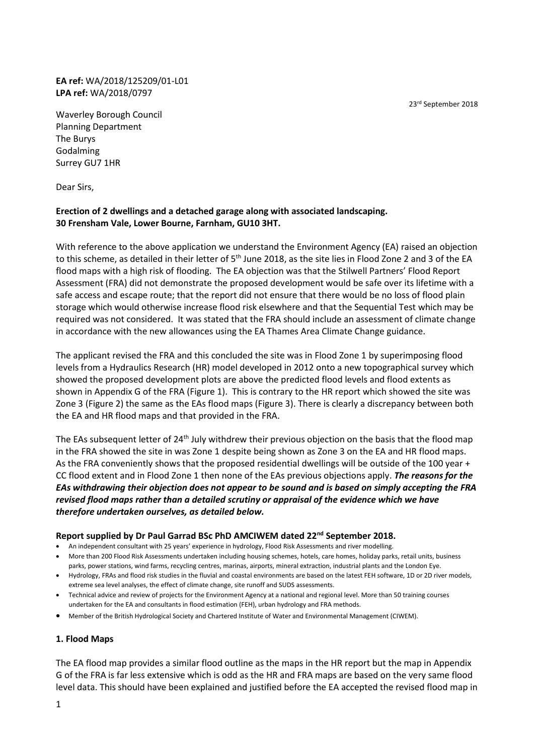**EA ref:** WA/2018/125209/01-L01
**LPA ref:** WA/2018/0797

23rd September 2018

Waverley Borough Council
Planning Department
The Burys
Godalming
Surrey GU7 1HR

Dear Sirs,

**Erection of 2 dwellings and a detached garage along with associated landscaping.**
**30 Frensham Vale, Lower Bourne, Farnham, GU10 3HT.**

With reference to the above application we understand the Environment Agency (EA) raised an objection to this scheme, as detailed in their letter of 5th June 2018, as the site lies in Flood Zone 2 and 3 of the EA flood maps with a high risk of flooding. The EA objection was that the Stilwell Partners' Flood Report Assessment (FRA) did not demonstrate the proposed development would be safe over its lifetime with a safe access and escape route; that the report did not ensure that there would be no loss of flood plain storage which would otherwise increase flood risk elsewhere and that the Sequential Test which may be required was not considered. It was stated that the FRA should include an assessment of climate change in accordance with the new allowances using the EA Thames Area Climate Change guidance.

The applicant revised the FRA and this concluded the site was in Flood Zone 1 by superimposing flood levels from a Hydraulics Research (HR) model developed in 2012 onto a new topographical survey which showed the proposed development plots are above the predicted flood levels and flood extents as shown in Appendix G of the FRA (Figure 1). This is contrary to the HR report which showed the site was Zone 3 (Figure 2) the same as the EAs flood maps (Figure 3). There is clearly a discrepancy between both the EA and HR flood maps and that provided in the FRA.

The EAs subsequent letter of 24th July withdrew their previous objection on the basis that the flood map in the FRA showed the site in was Zone 1 despite being shown as Zone 3 on the EA and HR flood maps. As the FRA conveniently shows that the proposed residential dwellings will be outside of the 100 year + CC flood extent and in Flood Zone 1 then none of the EAs previous objections apply. ***The reasons for the EAs withdrawing their objection does not appear to be sound and is based on simply accepting the FRA revised flood maps rather than a detailed scrutiny or appraisal of the evidence which we have therefore undertaken ourselves, as detailed below.***

**Report supplied by Dr Paul Garrad BSc PhD AMCIWEM dated 22nd September 2018.**

- An independent consultant with 25 years' experience in hydrology, Flood Risk Assessments and river modelling.
- More than 200 Flood Risk Assessments undertaken including housing schemes, hotels, care homes, holiday parks, retail units, business parks, power stations, wind farms, recycling centres, marinas, airports, mineral extraction, industrial plants and the London Eye.
- Hydrology, FRAs and flood risk studies in the fluvial and coastal environments are based on the latest FEH software, 1D or 2D river models, extreme sea level analyses, the effect of climate change, site runoff and SUDS assessments.
- Technical advice and review of projects for the Environment Agency at a national and regional level. More than 50 training courses undertaken for the EA and consultants in flood estimation (FEH), urban hydrology and FRA methods.
- Member of the British Hydrological Society and Chartered Institute of Water and Environmental Management (CIWEM).

### 1. Flood Maps

The EA flood map provides a similar flood outline as the maps in the HR report but the map in Appendix G of the FRA is far less extensive which is odd as the HR and FRA maps are based on the very same flood level data. This should have been explained and justified before the EA accepted the revised flood map in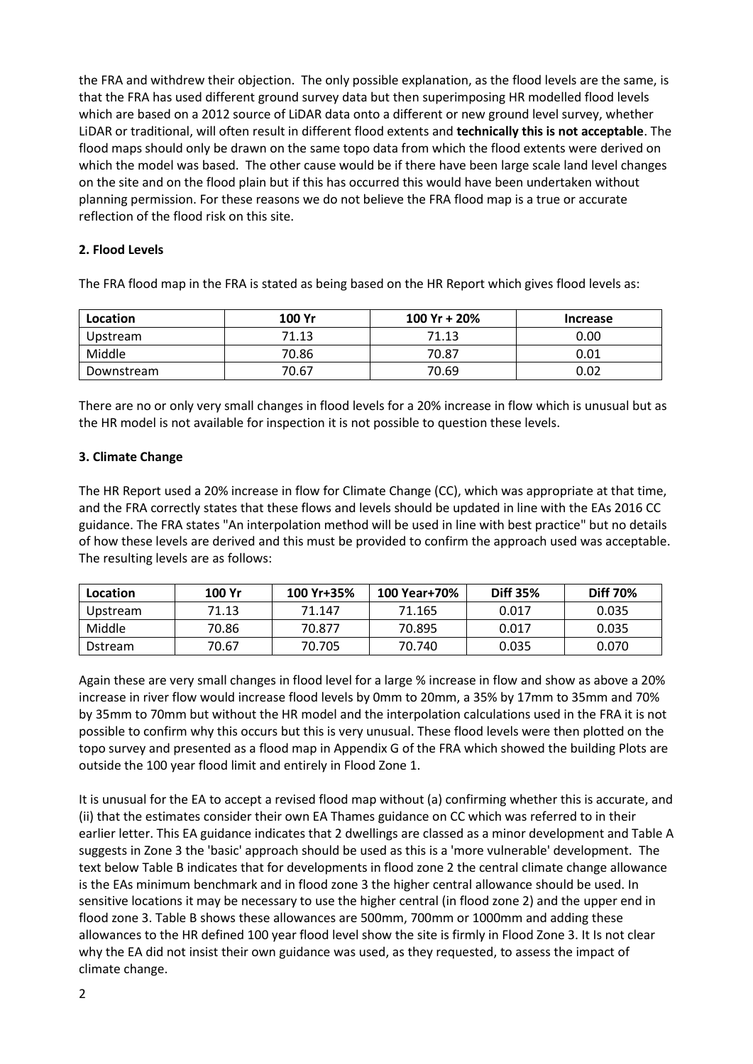the FRA and withdrew their objection. The only possible explanation, as the flood levels are the same, is that the FRA has used different ground survey data but then superimposing HR modelled flood levels which are based on a 2012 source of LiDAR data onto a different or new ground level survey, whether LiDAR or traditional, will often result in different flood extents and **technically this is not acceptable**. The flood maps should only be drawn on the same topo data from which the flood extents were derived on which the model was based. The other cause would be if there have been large scale land level changes on the site and on the flood plain but if this has occurred this would have been undertaken without planning permission. For these reasons we do not believe the FRA flood map is a true or accurate reflection of the flood risk on this site.

**2. Flood Levels**

The FRA flood map in the FRA is stated as being based on the HR Report which gives flood levels as:

| Location | 100 Yr | 100 Yr + 20% | Increase |
|---|---|---|---|
| Upstream | 71.13 | 71.13 | 0.00 |
| Middle | 70.86 | 70.87 | 0.01 |
| Downstream | 70.67 | 70.69 | 0.02 |

There are no or only very small changes in flood levels for a 20% increase in flow which is unusual but as the HR model is not available for inspection it is not possible to question these levels.

**3. Climate Change**

The HR Report used a 20% increase in flow for Climate Change (CC), which was appropriate at that time, and the FRA correctly states that these flows and levels should be updated in line with the EAs 2016 CC guidance. The FRA states "An interpolation method will be used in line with best practice" but no details of how these levels are derived and this must be provided to confirm the approach used was acceptable. The resulting levels are as follows:

| Location | 100 Yr | 100 Yr+35% | 100 Year+70% | Diff 35% | Diff 70% |
|---|---|---|---|---|---|
| Upstream | 71.13 | 71.147 | 71.165 | 0.017 | 0.035 |
| Middle | 70.86 | 70.877 | 70.895 | 0.017 | 0.035 |
| Dstream | 70.67 | 70.705 | 70.740 | 0.035 | 0.070 |

Again these are very small changes in flood level for a large % increase in flow and show as above a 20% increase in river flow would increase flood levels by 0mm to 20mm, a 35% by 17mm to 35mm and 70% by 35mm to 70mm but without the HR model and the interpolation calculations used in the FRA it is not possible to confirm why this occurs but this is very unusual. These flood levels were then plotted on the topo survey and presented as a flood map in Appendix G of the FRA which showed the building Plots are outside the 100 year flood limit and entirely in Flood Zone 1.

It is unusual for the EA to accept a revised flood map without (a) confirming whether this is accurate, and (ii) that the estimates consider their own EA Thames guidance on CC which was referred to in their earlier letter. This EA guidance indicates that 2 dwellings are classed as a minor development and Table A suggests in Zone 3 the 'basic' approach should be used as this is a 'more vulnerable' development. The text below Table B indicates that for developments in flood zone 2 the central climate change allowance is the EAs minimum benchmark and in flood zone 3 the higher central allowance should be used. In sensitive locations it may be necessary to use the higher central (in flood zone 2) and the upper end in flood zone 3. Table B shows these allowances are 500mm, 700mm or 1000mm and adding these allowances to the HR defined 100 year flood level show the site is firmly in Flood Zone 3. It Is not clear why the EA did not insist their own guidance was used, as they requested, to assess the impact of climate change.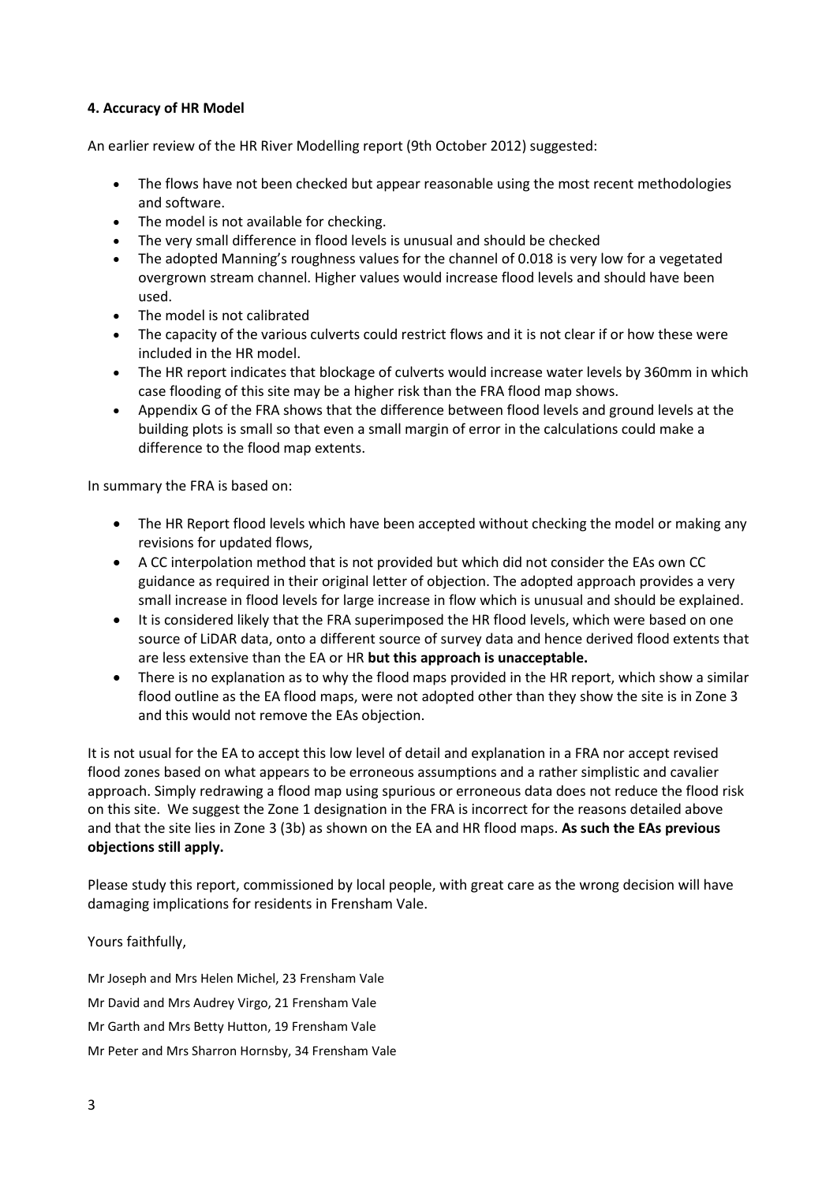**4. Accuracy of HR Model**

An earlier review of the HR River Modelling report (9th October 2012) suggested:

- The flows have not been checked but appear reasonable using the most recent methodologies and software.
- The model is not available for checking.
- The very small difference in flood levels is unusual and should be checked
- The adopted Manning's roughness values for the channel of 0.018 is very low for a vegetated overgrown stream channel. Higher values would increase flood levels and should have been used.
- The model is not calibrated
- The capacity of the various culverts could restrict flows and it is not clear if or how these were included in the HR model.
- The HR report indicates that blockage of culverts would increase water levels by 360mm in which case flooding of this site may be a higher risk than the FRA flood map shows.
- Appendix G of the FRA shows that the difference between flood levels and ground levels at the building plots is small so that even a small margin of error in the calculations could make a difference to the flood map extents.

In summary the FRA is based on:

- The HR Report flood levels which have been accepted without checking the model or making any revisions for updated flows,
- A CC interpolation method that is not provided but which did not consider the EAs own CC guidance as required in their original letter of objection. The adopted approach provides a very small increase in flood levels for large increase in flow which is unusual and should be explained.
- It is considered likely that the FRA superimposed the HR flood levels, which were based on one source of LiDAR data, onto a different source of survey data and hence derived flood extents that are less extensive than the EA or HR **but this approach is unacceptable.**
- There is no explanation as to why the flood maps provided in the HR report, which show a similar flood outline as the EA flood maps, were not adopted other than they show the site is in Zone 3 and this would not remove the EAs objection.

It is not usual for the EA to accept this low level of detail and explanation in a FRA nor accept revised flood zones based on what appears to be erroneous assumptions and a rather simplistic and cavalier approach. Simply redrawing a flood map using spurious or erroneous data does not reduce the flood risk on this site. We suggest the Zone 1 designation in the FRA is incorrect for the reasons detailed above and that the site lies in Zone 3 (3b) as shown on the EA and HR flood maps. **As such the EAs previous objections still apply.**

Please study this report, commissioned by local people, with great care as the wrong decision will have damaging implications for residents in Frensham Vale.

Yours faithfully,

Mr Joseph and Mrs Helen Michel, 23 Frensham Vale

Mr David and Mrs Audrey Virgo, 21 Frensham Vale

Mr Garth and Mrs Betty Hutton, 19 Frensham Vale

Mr Peter and Mrs Sharron Hornsby, 34 Frensham Vale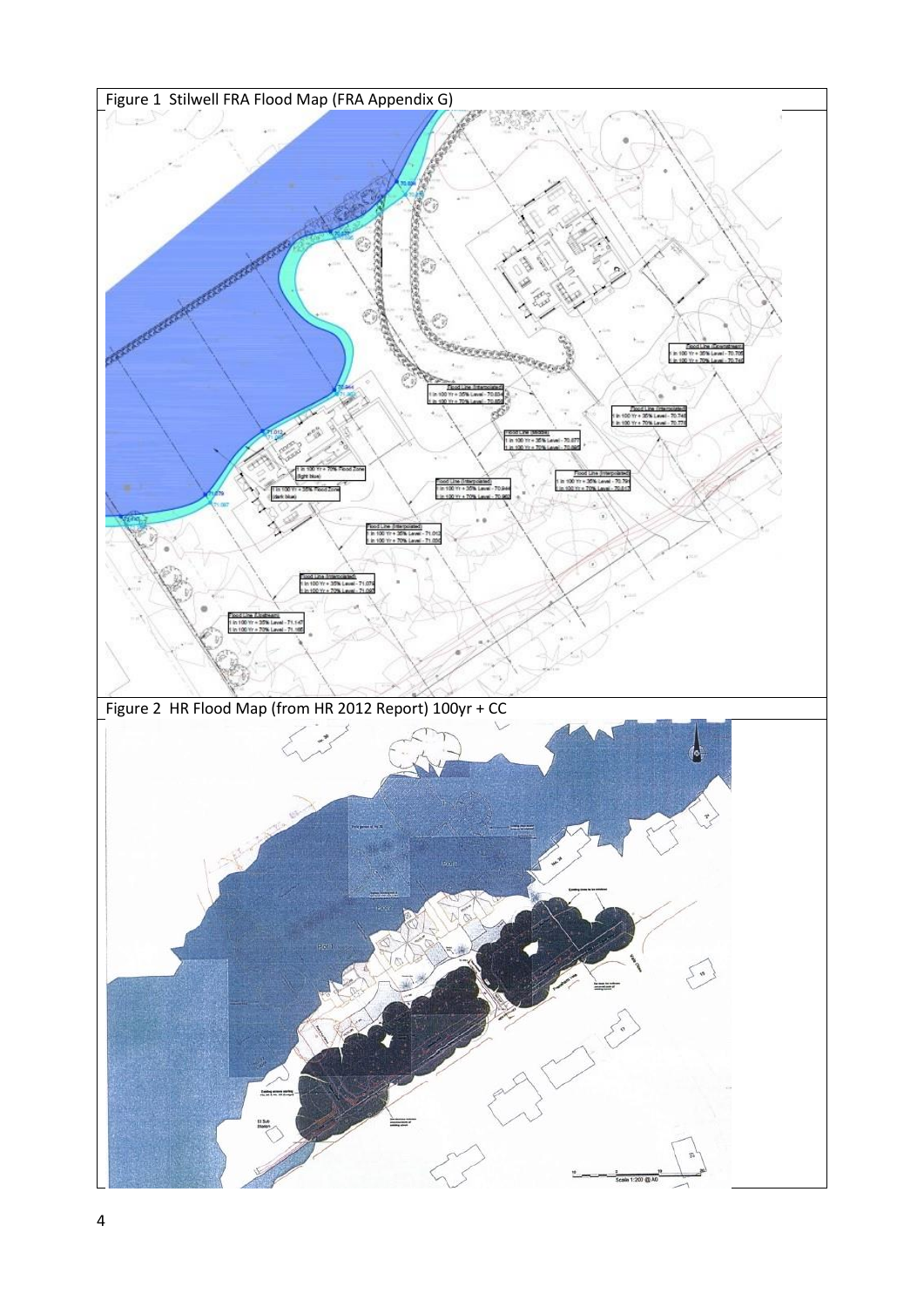Figure 1 Stilwell FRA Flood Map (FRA Appendix G)

Figure 2 HR Flood Map (from HR 2012 Report) 100yr + CC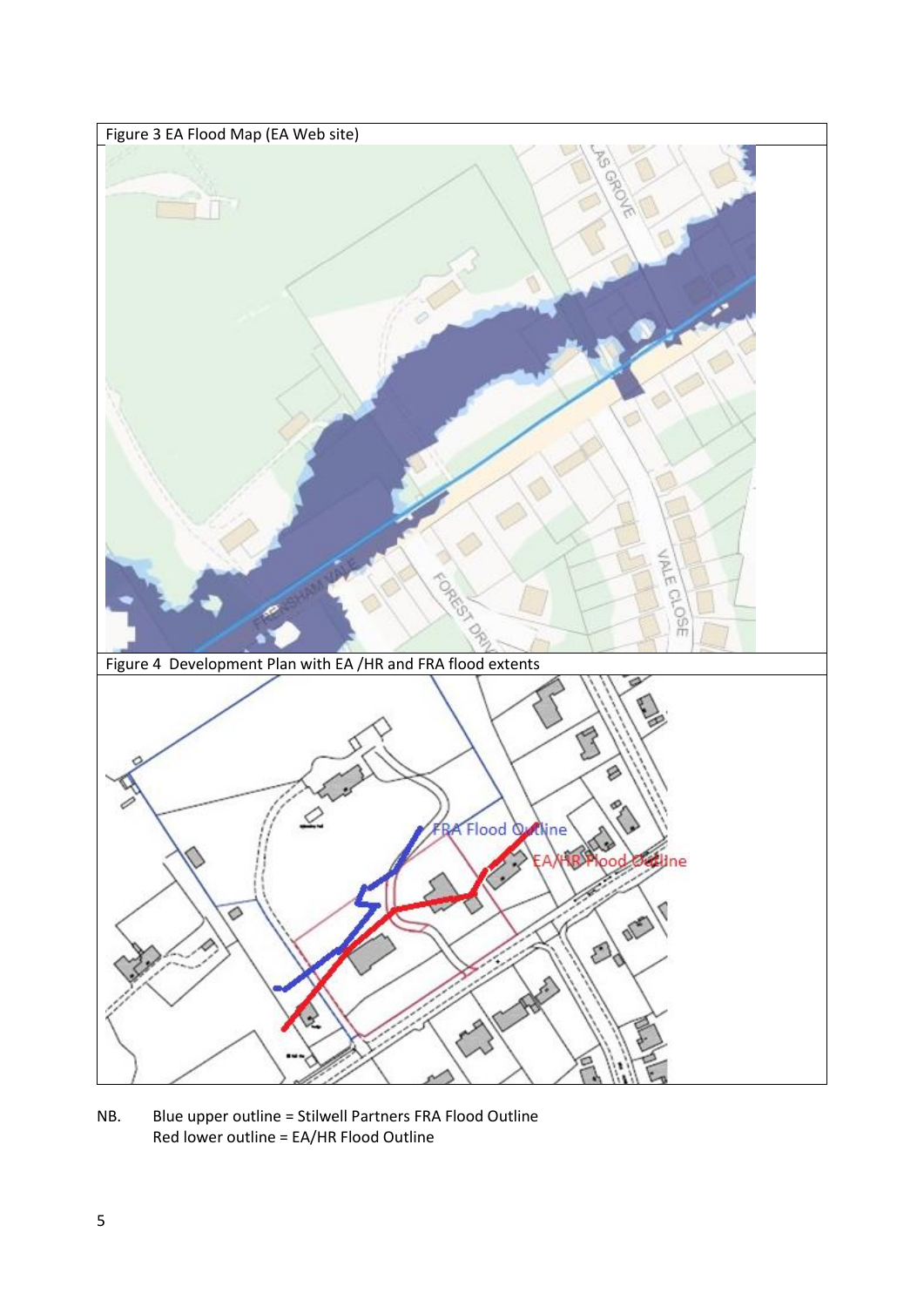Figure 3 EA Flood Map (EA Web site)

Figure 4 Development Plan with EA /HR and FRA flood extents

FRA Flood Outline

EA/HR Flood Outline

NB. Blue upper outline = Stilwell Partners FRA Flood Outline
Red lower outline = EA/HR Flood Outline